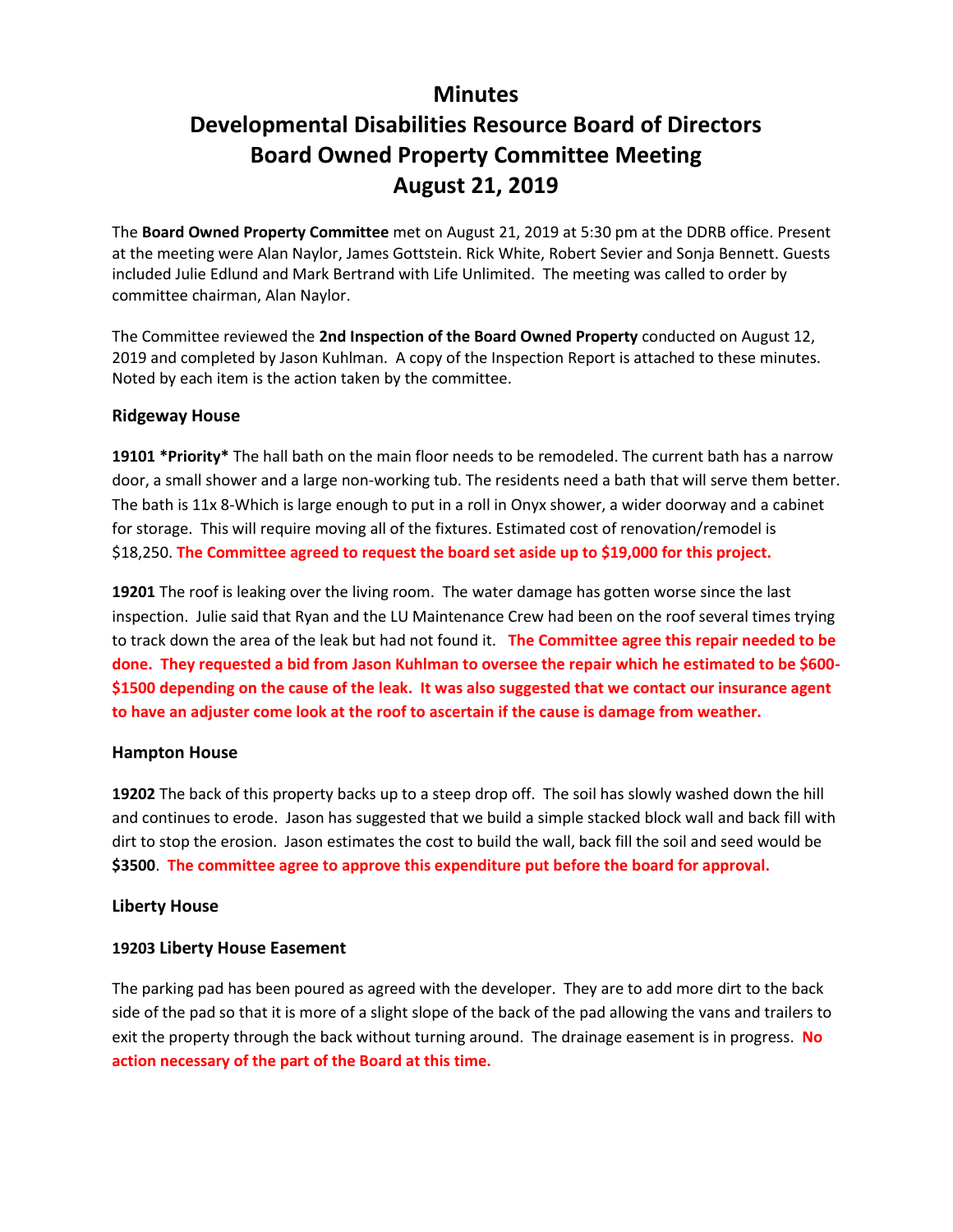# Minutes

# Developmental Disabilities Resource Board of Directors

# Board Owned Property Committee Meeting

# August 21, 2019

The **Board Owned Property Committee** met on August 21, 2019 at 5:30 pm at the DDRB office. Present at the meeting were Alan Naylor, James Gottstein. Rick White, Robert Sevier and Sonja Bennett. Guests included Julie Edlund and Mark Bertrand with Life Unlimited. The meeting was called to order by committee chairman, Alan Naylor.

The Committee reviewed the **2nd Inspection of the Board Owned Property** conducted on August 12, 2019 and completed by Jason Kuhlman. A copy of the Inspection Report is attached to these minutes. Noted by each item is the action taken by the committee.

### Ridgeway House

**19101 *Priority*** The hall bath on the main floor needs to be remodeled. The current bath has a narrow door, a small shower and a large non-working tub. The residents need a bath that will serve them better. The bath is 11x 8-Which is large enough to put in a roll in Onyx shower, a wider doorway and a cabinet for storage. This will require moving all of the fixtures. Estimated cost of renovation/remodel is $18,250. **The Committee agreed to request the board set aside up to $19,000 for this project.**

**19201** The roof is leaking over the living room. The water damage has gotten worse since the last inspection. Julie said that Ryan and the LU Maintenance Crew had been on the roof several times trying to track down the area of the leak but had not found it. **The Committee agree this repair needed to be done. They requested a bid from Jason Kuhlman to oversee the repair which he estimated to be $600-$1500 depending on the cause of the leak. It was also suggested that we contact our insurance agent to have an adjuster come look at the roof to ascertain if the cause is damage from weather.**

### Hampton House

**19202** The back of this property backs up to a steep drop off. The soil has slowly washed down the hill and continues to erode. Jason has suggested that we build a simple stacked block wall and back fill with dirt to stop the erosion. Jason estimates the cost to build the wall, back fill the soil and seed would be **$3500**. **The committee agree to approve this expenditure put before the board for approval.**

### Liberty House

**19203 Liberty House Easement**

The parking pad has been poured as agreed with the developer. They are to add more dirt to the back side of the pad so that it is more of a slight slope of the back of the pad allowing the vans and trailers to exit the property through the back without turning around. The drainage easement is in progress. **No action necessary of the part of the Board at this time.**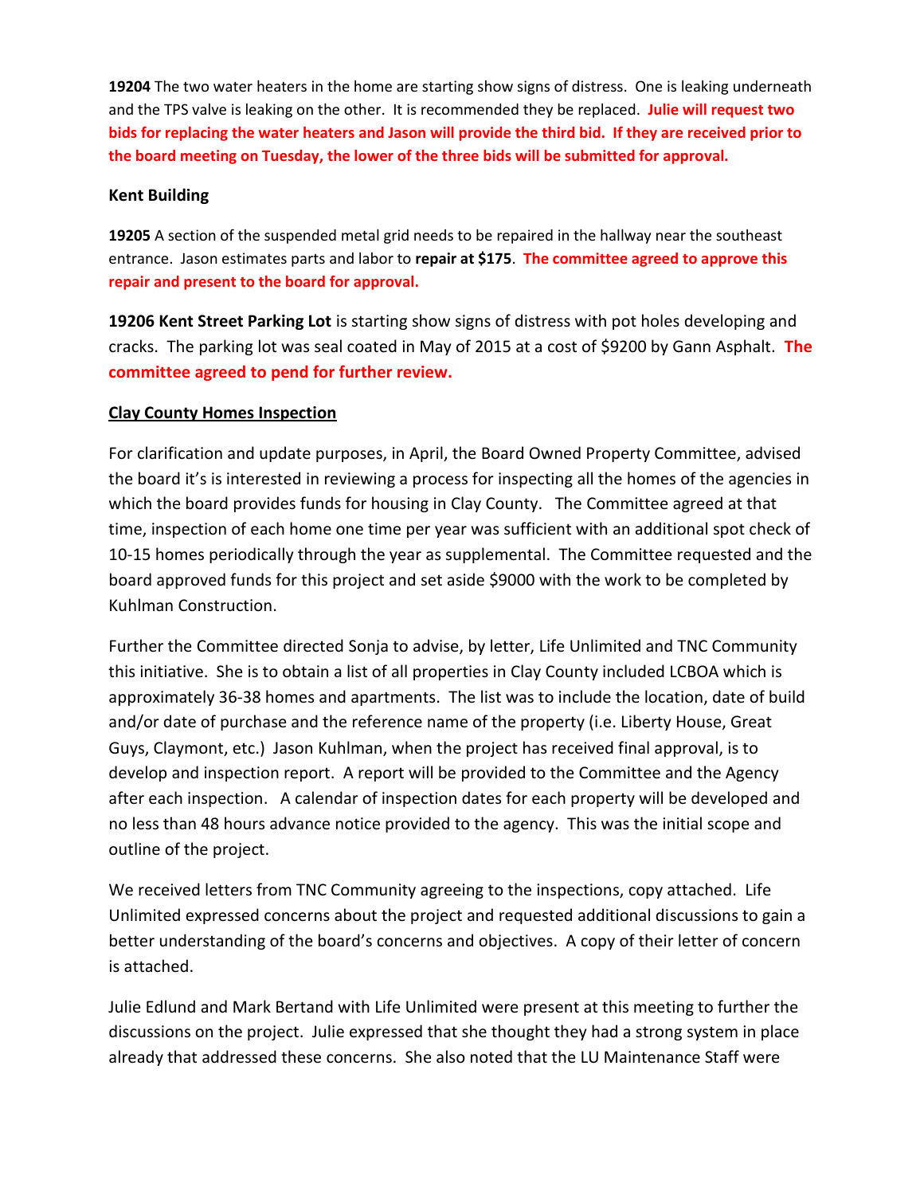**19204** The two water heaters in the home are starting show signs of distress. One is leaking underneath and the TPS valve is leaking on the other. It is recommended they be replaced. **Julie will request two bids for replacing the water heaters and Jason will provide the third bid. If they are received prior to the board meeting on Tuesday, the lower of the three bids will be submitted for approval.**

**Kent Building**

**19205** A section of the suspended metal grid needs to be repaired in the hallway near the southeast entrance. Jason estimates parts and labor to **repair at $175**. **The committee agreed to approve this repair and present to the board for approval.**

**19206 Kent Street Parking Lot** is starting show signs of distress with pot holes developing and cracks. The parking lot was seal coated in May of 2015 at a cost of $9200 by Gann Asphalt. **The committee agreed to pend for further review.**

**Clay County Homes Inspection**

For clarification and update purposes, in April, the Board Owned Property Committee, advised the board it's is interested in reviewing a process for inspecting all the homes of the agencies in which the board provides funds for housing in Clay County. The Committee agreed at that time, inspection of each home one time per year was sufficient with an additional spot check of 10-15 homes periodically through the year as supplemental. The Committee requested and the board approved funds for this project and set aside $9000 with the work to be completed by Kuhlman Construction.

Further the Committee directed Sonja to advise, by letter, Life Unlimited and TNC Community this initiative. She is to obtain a list of all properties in Clay County included LCBOA which is approximately 36-38 homes and apartments. The list was to include the location, date of build and/or date of purchase and the reference name of the property (i.e. Liberty House, Great Guys, Claymont, etc.) Jason Kuhlman, when the project has received final approval, is to develop and inspection report. A report will be provided to the Committee and the Agency after each inspection. A calendar of inspection dates for each property will be developed and no less than 48 hours advance notice provided to the agency. This was the initial scope and outline of the project.

We received letters from TNC Community agreeing to the inspections, copy attached. Life Unlimited expressed concerns about the project and requested additional discussions to gain a better understanding of the board's concerns and objectives. A copy of their letter of concern is attached.

Julie Edlund and Mark Bertand with Life Unlimited were present at this meeting to further the discussions on the project. Julie expressed that she thought they had a strong system in place already that addressed these concerns. She also noted that the LU Maintenance Staff were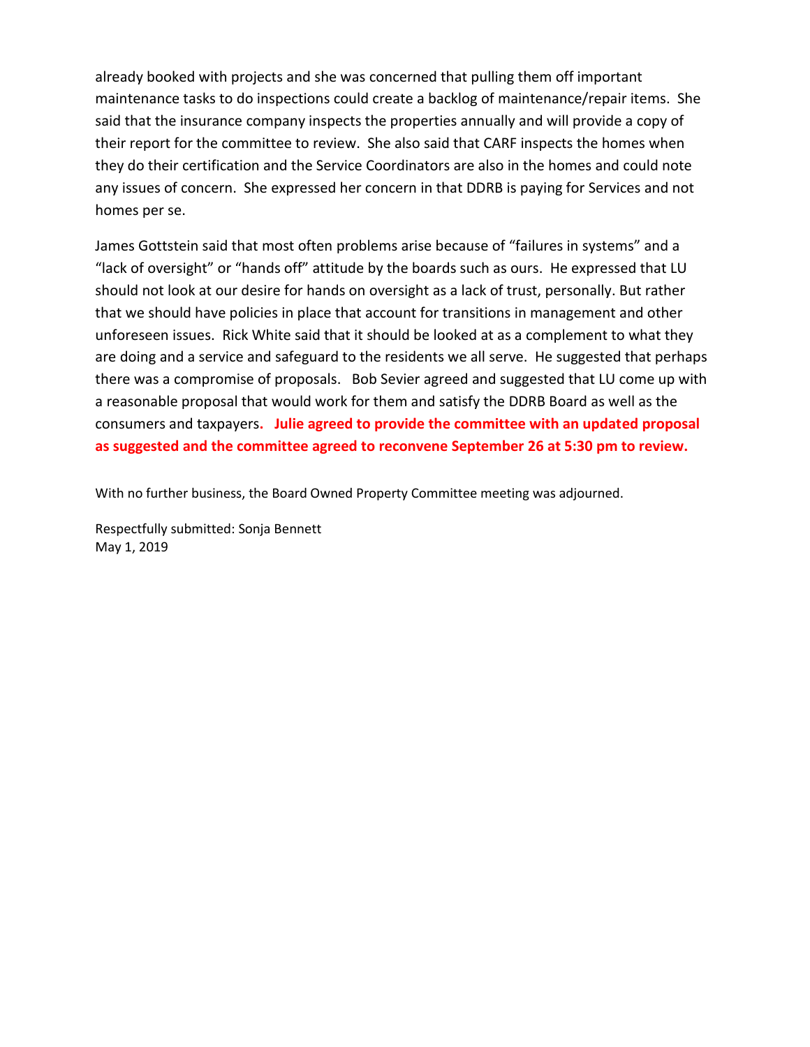already booked with projects and she was concerned that pulling them off important maintenance tasks to do inspections could create a backlog of maintenance/repair items. She said that the insurance company inspects the properties annually and will provide a copy of their report for the committee to review. She also said that CARF inspects the homes when they do their certification and the Service Coordinators are also in the homes and could note any issues of concern. She expressed her concern in that DDRB is paying for Services and not homes per se.

James Gottstein said that most often problems arise because of "failures in systems" and a "lack of oversight" or "hands off" attitude by the boards such as ours. He expressed that LU should not look at our desire for hands on oversight as a lack of trust, personally. But rather that we should have policies in place that account for transitions in management and other unforeseen issues. Rick White said that it should be looked at as a complement to what they are doing and a service and safeguard to the residents we all serve. He suggested that perhaps there was a compromise of proposals. Bob Sevier agreed and suggested that LU come up with a reasonable proposal that would work for them and satisfy the DDRB Board as well as the consumers and taxpayers**. Julie agreed to provide the committee with an updated proposal as suggested and the committee agreed to reconvene September 26 at 5:30 pm to review.**

With no further business, the Board Owned Property Committee meeting was adjourned.

Respectfully submitted: Sonja Bennett
May 1, 2019